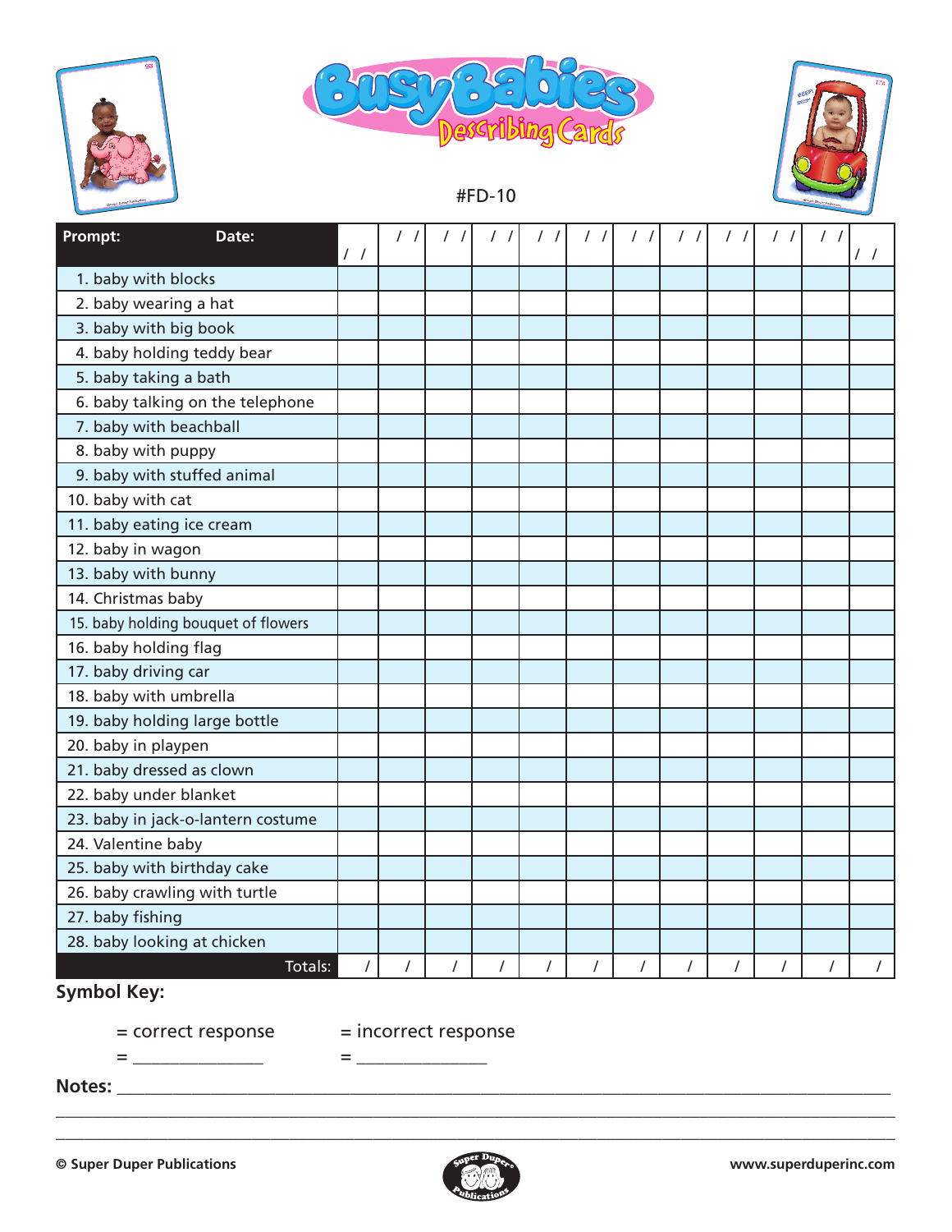# Busy Babies Describing Cards

#FD-10

| Prompt: Date: | / / | / / | / / | / / | / / | / / | / / | / / | / / | / / | / / | / / |
|---|---|---|---|---|---|---|---|---|---|---|---|---|
| 1. baby with blocks | | | | | | | | | | | | |
| 2. baby wearing a hat | | | | | | | | | | | | |
| 3. baby with big book | | | | | | | | | | | | |
| 4. baby holding teddy bear | | | | | | | | | | | | |
| 5. baby taking a bath | | | | | | | | | | | | |
| 6. baby talking on the telephone | | | | | | | | | | | | |
| 7. baby with beachball | | | | | | | | | | | | |
| 8. baby with puppy | | | | | | | | | | | | |
| 9. baby with stuffed animal | | | | | | | | | | | | |
| 10. baby with cat | | | | | | | | | | | | |
| 11. baby eating ice cream | | | | | | | | | | | | |
| 12. baby in wagon | | | | | | | | | | | | |
| 13. baby with bunny | | | | | | | | | | | | |
| 14. Christmas baby | | | | | | | | | | | | |
| 15. baby holding bouquet of flowers | | | | | | | | | | | | |
| 16. baby holding flag | | | | | | | | | | | | |
| 17. baby driving car | | | | | | | | | | | | |
| 18. baby with umbrella | | | | | | | | | | | | |
| 19. baby holding large bottle | | | | | | | | | | | | |
| 20. baby in playpen | | | | | | | | | | | | |
| 21. baby dressed as clown | | | | | | | | | | | | |
| 22. baby under blanket | | | | | | | | | | | | |
| 23. baby in jack-o-lantern costume | | | | | | | | | | | | |
| 24. Valentine baby | | | | | | | | | | | | |
| 25. baby with birthday cake | | | | | | | | | | | | |
| 26. baby crawling with turtle | | | | | | | | | | | | |
| 27. baby fishing | | | | | | | | | | | | |
| 28. baby looking at chicken | | | | | | | | | | | | |
| Totals: | / | / | / | / | / | / | / | / | / | / | / | / |

**Symbol Key:**

= correct response = incorrect response

= _______________ = _______________

**Notes:** ____________________________________________________________________________

______________________________________________________________________________________

______________________________________________________________________________________

© Super Duper Publications www.superduperinc.com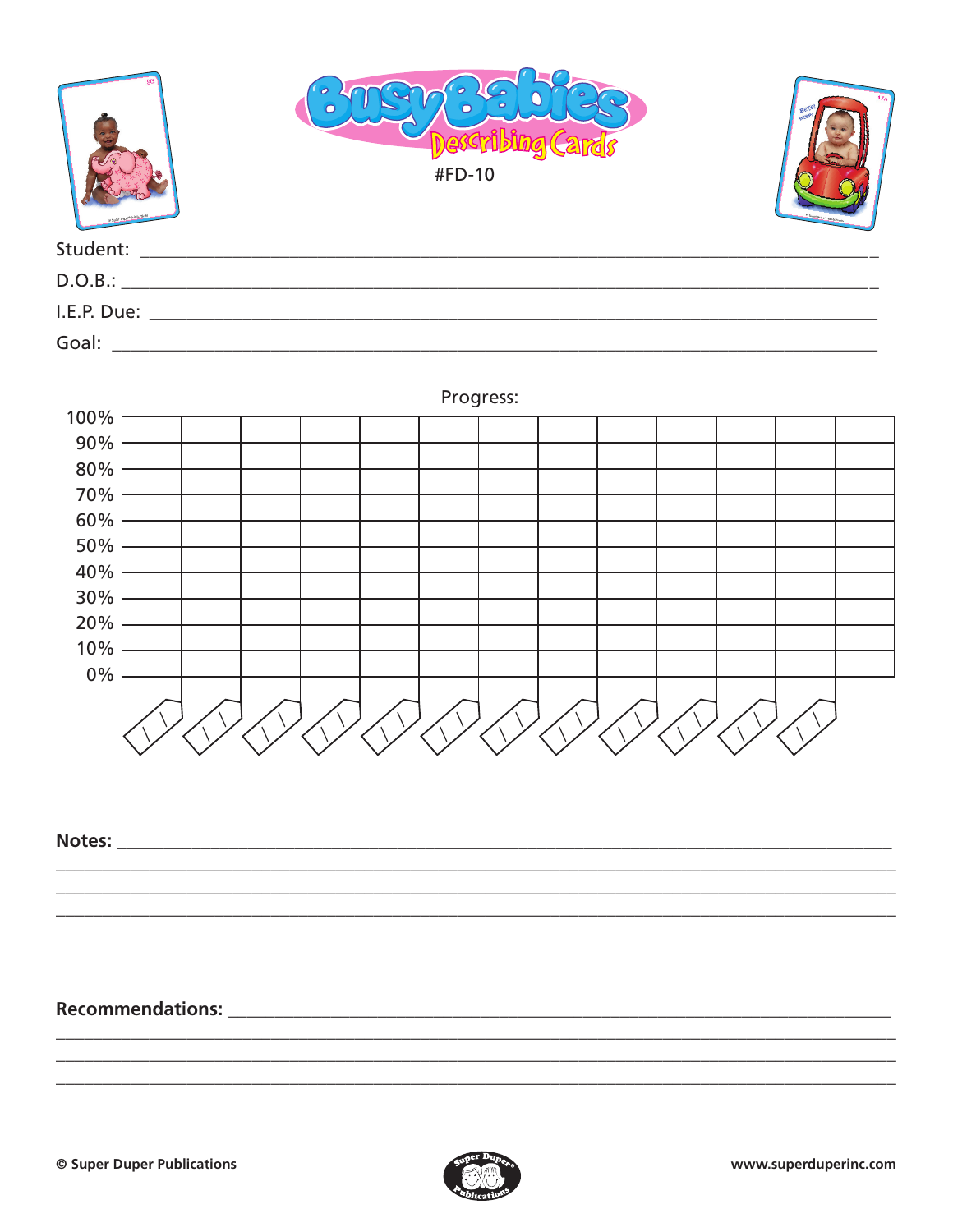# Busy Babies Describing Cards

#FD-10

Student: ___________________________________________

D.O.B.: ___________________________________________

I.E.P. Due: ___________________________________________

Goal: ___________________________________________

Progress:

100%
90%
80%
70%
60%
50%
40%
30%
20%
10%
0%

**Notes:** ___________________________________________

___________________________________________

___________________________________________

___________________________________________

**Recommendations:** ___________________________________________

___________________________________________

___________________________________________

___________________________________________

© Super Duper Publications

www.superduperinc.com